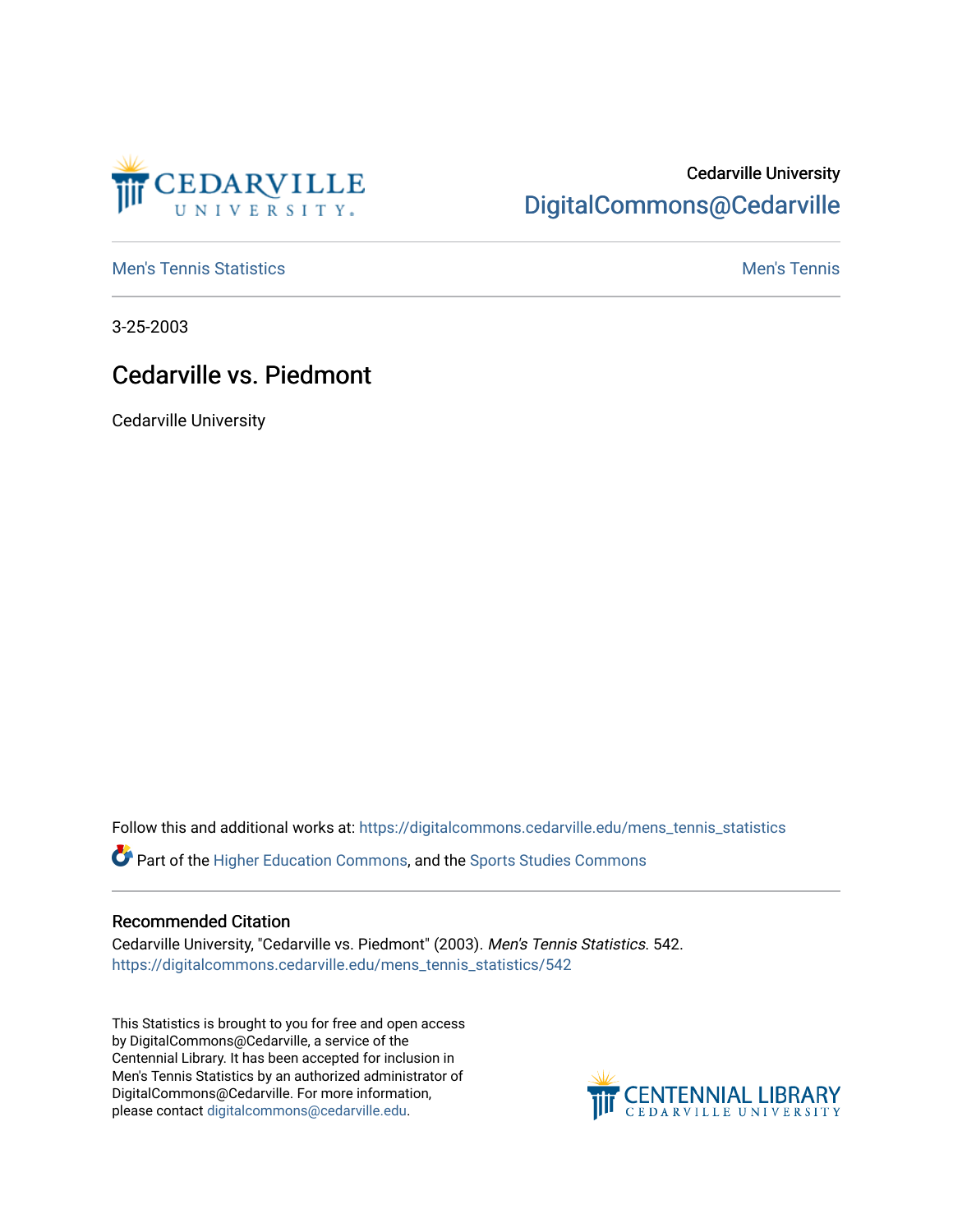Cedarville University

DigitalCommons@Cedarville

Men's Tennis Statistics | Men's Tennis

3-25-2003

# Cedarville vs. Piedmont

Cedarville University

Follow this and additional works at: https://digitalcommons.cedarville.edu/mens_tennis_statistics

Part of the Higher Education Commons, and the Sports Studies Commons

## Recommended Citation

Cedarville University, "Cedarville vs. Piedmont" (2003). *Men's Tennis Statistics*. 542.
https://digitalcommons.cedarville.edu/mens_tennis_statistics/542

This Statistics is brought to you for free and open access by DigitalCommons@Cedarville, a service of the Centennial Library. It has been accepted for inclusion in Men's Tennis Statistics by an authorized administrator of DigitalCommons@Cedarville. For more information, please contact digitalcommons@cedarville.edu.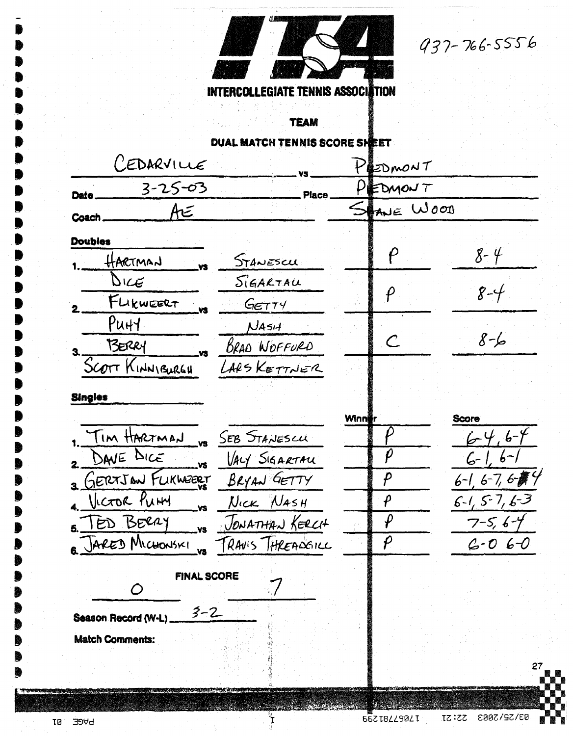937-766-5556

# INTERCOLLEGIATE TENNIS ASSOCIATION

## TEAM

## DUAL MATCH TENNIS SCORE SHEET

CEDARVILLE vs. PIEDMONT

Date: 3-25-03 Place: PIEDMONT

Coach: AE SHANE WOOD

**Doubles**

| | | | | |
|---|---|---|---|---|
| 1. | HARTMAN / DICE | vs | STANESCU / SIGARTAU | P | 8-4 |
| 2. | FLIKWEERT / PUHY | vs | GETTY / NASH | P | 8-4 |
| 3. | BERRY / SCOTT KINNIBURGH | vs | BRAD WOFFORD / LARS KETTNER | C | 8-6 |

**Singles**

| | | | | Winner | Score |
|---|---|---|---|---|---|
| 1. | TIM HARTMAN | vs | SEB STANESCU | P | 6-4, 6-4 |
| 2. | DAVE DICE | vs | VALY SIGARTAU | P | 6-1, 6-1 |
| 3. | GERTJAN FLIKWEERT | vs | BRYAN GETTY | P | 6-1, 6-7, 6-4 |
| 4. | VICTOR PUHY | vs | NICK NASH | P | 6-1, 5-7, 6-3 |
| 5. | TED BERRY | vs | JONATHAN KERCH | P | 7-5, 6-4 |
| 6. | JARED MICHONSKI | vs | TRAVIS THREADGILL | P | 6-0 6-0 |

**FINAL SCORE**

0 — 7

Season Record (W-L): 3-2

**Match Comments:**

03/25/2003 22:21 1706781299 PAGE 01